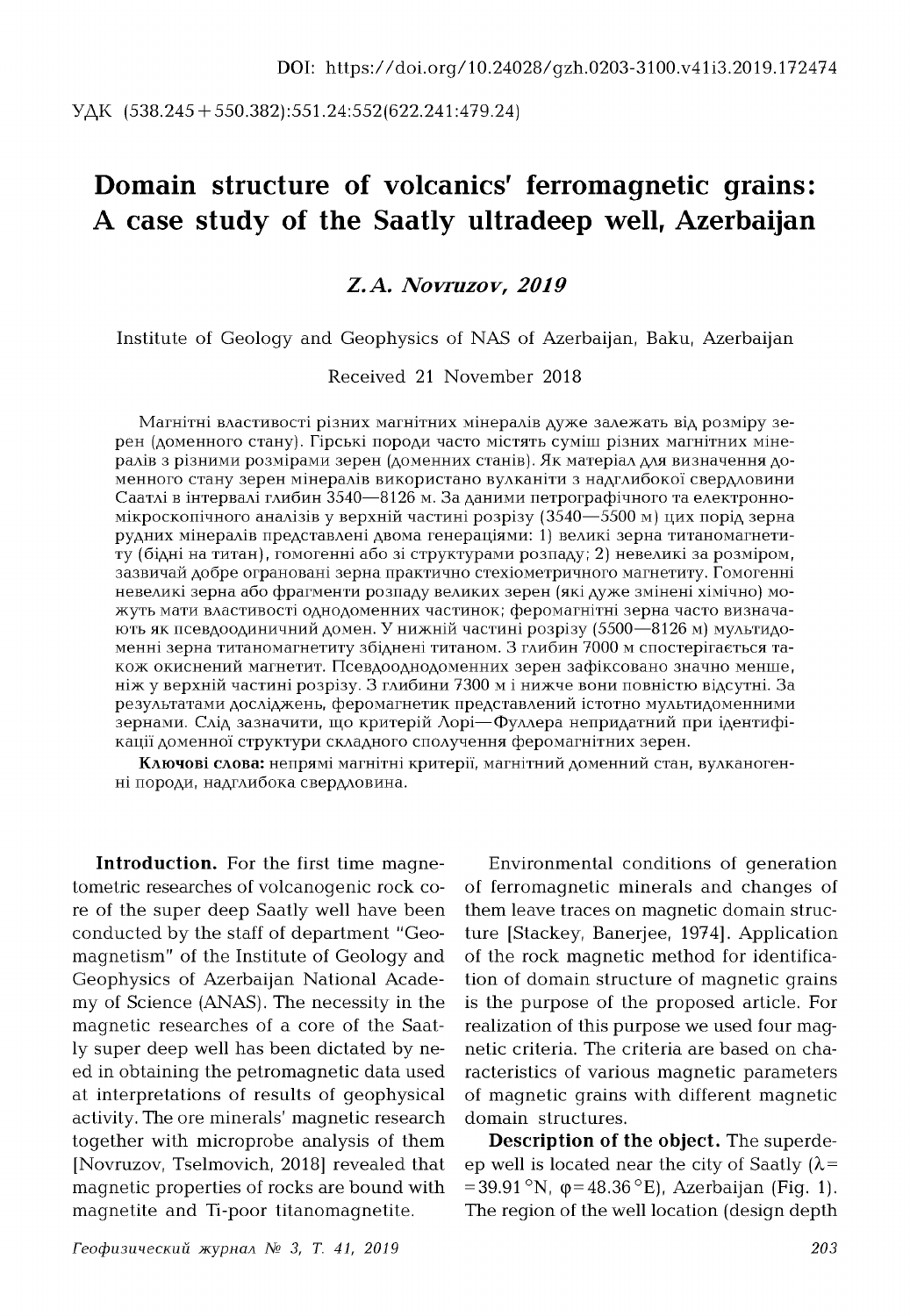DOI: https://doi.org/10.24028/gzh.0203-3100.v41i3.2019.172474

УДК (538.245+550.382):551.24:552(622.241:479.24)

# Domain structure of volcanics' ferromagnetic grains: A case study of the Saatly ultradeep well, Azerbaijan

***Z. A. Novruzov, 2019***

Institute of Geology and Geophysics of NAS of Azerbaijan, Baku, Azerbaijan

Received 21 November 2018

Магнітні властивості різних магнітних мінералів дуже залежать від розміру зерен (доменного стану). Гірські породи часто містять суміш різних магнітних мінералів з різними розмірами зерен (доменних станів). Як матеріал для визначення доменного стану зерен мінералів використано вулканіти з надглибокої свердловини Саатлі в інтервалі глибин 3540—8126 м. За даними петрографічного та електронно-мікроскопічного аналізів у верхній частині розрізу (3540—5500 м) цих порід зерна рудних мінералів представлені двома генераціями: 1) великі зерна титаномагнетиту (бідні на титан), гомогенні або зі структурами розпаду; 2) невеликі за розміром, зазвичай добре ограновані зерна практично стехіометричного магнетиту. Гомогенні невеликі зерна або фрагменти розпаду великих зерен (які дуже змінені хімічно) можуть мати властивості однодоменних частинок; феромагнітні зерна часто визначають як псевдоодиничний домен. У нижній частині розрізу (5500—8126 м) мультидоменні зерна титаномагнетиту збіднені титаном. З глибин 7000 м спостерігається також окиснений магнетит. Псевдооднодоменних зерен зафіксовано значно менше, ніж у верхній частині розрізу. З глибини 7300 м і нижче вони повністю відсутні. За результатами досліджень, феромагнетик представлений істотно мультидоменними зернами. Слід зазначити, що критерій Лорі—Фуллера непридатний при ідентифікації доменної структури складного сполучення феромагнітних зерен.

**Ключові слова:** непрямі магнітні критерії, магнітний доменний стан, вулканогенні породи, надглибока свердловина.

**Introduction.** For the first time magnetometric researches of volcanogenic rock core of the super deep Saatly well have been conducted by the staff of department "Geomagnetism" of the Institute of Geology and Geophysics of Azerbaijan National Academy of Science (ANAS). The necessity in the magnetic researches of a core of the Saatly super deep well has been dictated by need in obtaining the petromagnetic data used at interpretations of results of geophysical activity. The ore minerals' magnetic research together with microprobe analysis of them [Novruzov, Tselmovich, 2018] revealed that magnetic properties of rocks are bound with magnetite and Ti-poor titanomagnetite.

Environmental conditions of generation of ferromagnetic minerals and changes of them leave traces on magnetic domain structure [Stackey, Banerjee, 1974]. Application of the rock magnetic method for identification of domain structure of magnetic grains is the purpose of the proposed article. For realization of this purpose we used four magnetic criteria. The criteria are based on characteristics of various magnetic parameters of magnetic grains with different magnetic domain structures.

**Description of the object.** The superdeep well is located near the city of Saatly ($\lambda = 39.91\,°N$, $\varphi = 48.36\,°E$), Azerbaijan (Fig. 1). The region of the well location (design depth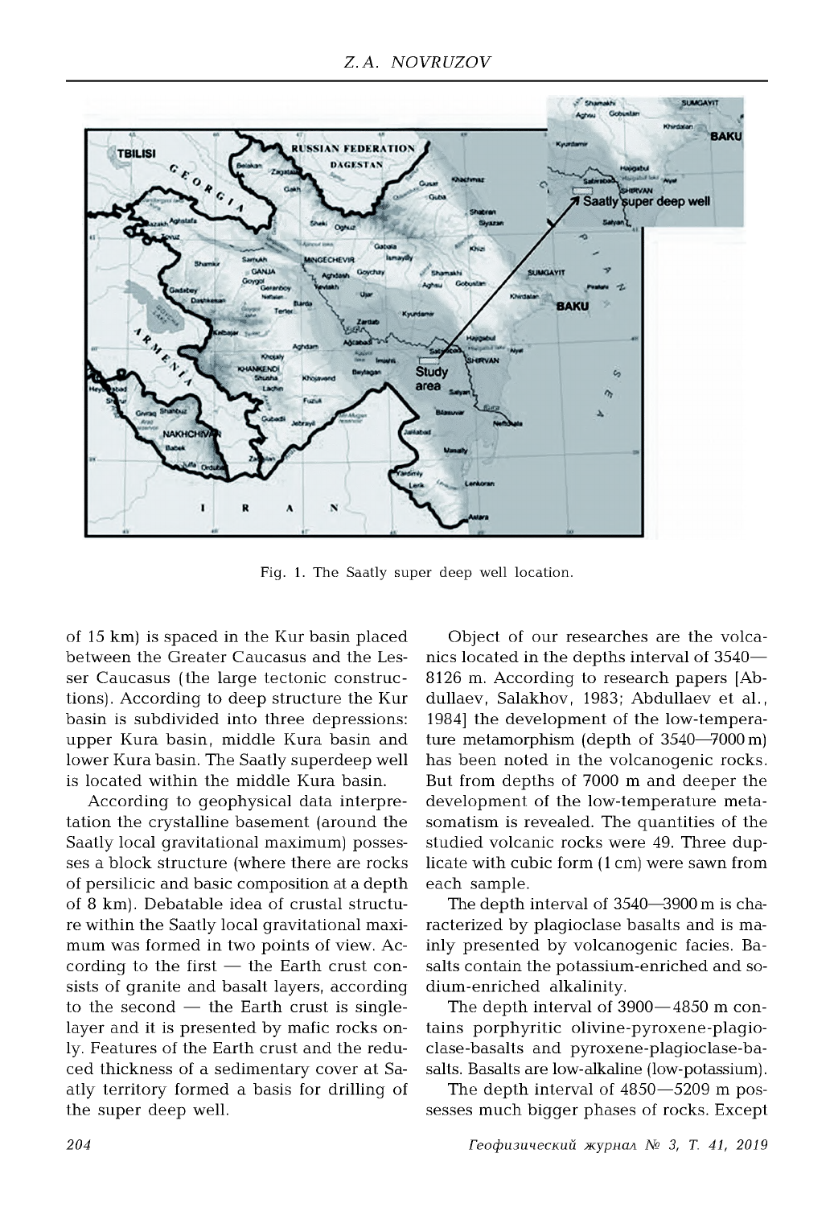Fig. 1. The Saatly super deep well location.

of 15 km) is spaced in the Kur basin placed between the Greater Caucasus and the Lesser Caucasus (the large tectonic constructions). According to deep structure the Kur basin is subdivided into three depressions: upper Kura basin, middle Kura basin and lower Kura basin. The Saatly superdeep well is located within the middle Kura basin.

According to geophysical data interpretation the crystalline basement (around the Saatly local gravitational maximum) possesses a block structure (where there are rocks of persilicic and basic composition at a depth of 8 km). Debatable idea of crustal structure within the Saatly local gravitational maximum was formed in two points of view. According to the first — the Earth crust consists of granite and basalt layers, according to the second — the Earth crust is single-layer and it is presented by mafic rocks only. Features of the Earth crust and the reduced thickness of a sedimentary cover at Saatly territory formed a basis for drilling of the super deep well.

Object of our researches are the volcanics located in the depths interval of 3540—8126 m. According to research papers [Abdullaev, Salakhov, 1983; Abdullaev et al., 1984] the development of the low-temperature metamorphism (depth of 3540—7000 m) has been noted in the volcanogenic rocks. But from depths of 7000 m and deeper the development of the low-temperature metasomatism is revealed. The quantities of the studied volcanic rocks were 49. Three duplicate with cubic form (1 cm) were sawn from each sample.

The depth interval of 3540—3900 m is characterized by plagioclase basalts and is mainly presented by volcanogenic facies. Basalts contain the potassium-enriched and sodium-enriched alkalinity.

The depth interval of 3900—4850 m contains porphyritic olivine-pyroxene-plagioclase-basalts and pyroxene-plagioclase-basalts. Basalts are low-alkaline (low-potassium).

The depth interval of 4850—5209 m possesses much bigger phases of rocks. Except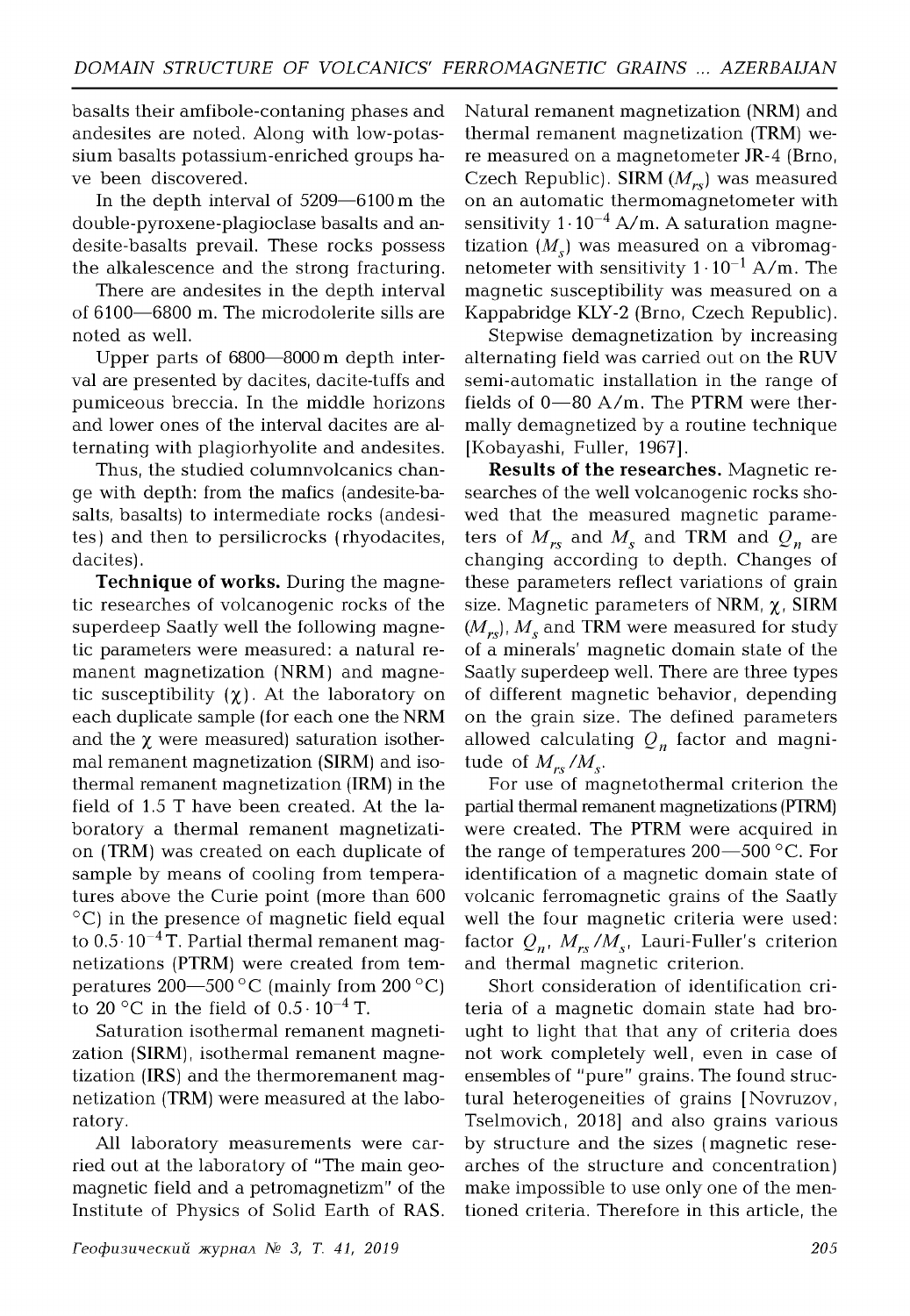basalts their amfibole-contaning phases and andesites are noted. Along with low-potassium basalts potassium-enriched groups have been discovered.

In the depth interval of 5209—6100 m the double-pyroxene-plagioclase basalts and andesite-basalts prevail. These rocks possess the alkalescence and the strong fracturing.

There are andesites in the depth interval of 6100—6800 m. The microdolerite sills are noted as well.

Upper parts of 6800—8000 m depth interval are presented by dacites, dacite-tuffs and pumiceous breccia. In the middle horizons and lower ones of the interval dacites are alternating with plagiorhyolite and andesites.

Thus, the studied columnvolcanics change with depth: from the mafics (andesite-basalts, basalts) to intermediate rocks (andesites) and then to persilicrocks (rhyodacites, dacites).

**Technique of works.** During the magnetic researches of volcanogenic rocks of the superdeep Saatly well the following magnetic parameters were measured: a natural remanent magnetization (NRM) and magnetic susceptibility ($\chi$). At the laboratory on each duplicate sample (for each one the NRM and the $\chi$ were measured) saturation isothermal remanent magnetization (SIRM) and isothermal remanent magnetization (IRM) in the field of 1.5 T have been created. At the laboratory a thermal remanent magnetization (TRM) was created on each duplicate of sample by means of cooling from temperatures above the Curie point (more than 600 °C) in the presence of magnetic field equal to $0.5 \cdot 10^{-4}$ T. Partial thermal remanent magnetizations (PTRM) were created from temperatures 200—500 °C (mainly from 200 °C) to 20 °C in the field of $0.5 \cdot 10^{-4}$ T.

Saturation isothermal remanent magnetization (SIRM), isothermal remanent magnetization (IRS) and the thermoremanent magnetization (TRM) were measured at the laboratory.

All laboratory measurements were carried out at the laboratory of "The main geomagnetic field and a petromagnetizm" of the Institute of Physics of Solid Earth of RAS. Natural remanent magnetization (NRM) and thermal remanent magnetization (TRM) were measured on a magnetometer JR-4 (Brno, Czech Republic). SIRM ($M_{rs}$) was measured on an automatic thermomagnetometer with sensitivity $1 \cdot 10^{-4}$ A/m. A saturation magnetization ($M_s$) was measured on a vibromagnetometer with sensitivity $1 \cdot 10^{-1}$ A/m. The magnetic susceptibility was measured on a Kappabridge KLY-2 (Brno, Czech Republic).

Stepwise demagnetization by increasing alternating field was carried out on the RUV semi-automatic installation in the range of fields of 0—80 A/m. The PTRM were thermally demagnetized by a routine technique [Kobayashi, Fuller, 1967].

**Results of the researches.** Magnetic researches of the well volcanogenic rocks showed that the measured magnetic parameters of $M_{rs}$ and $M_s$ and TRM and $Q_n$ are changing according to depth. Changes of these parameters reflect variations of grain size. Magnetic parameters of NRM, $\chi$, SIRM ($M_{rs}$), $M_s$ and TRM were measured for study of a minerals' magnetic domain state of the Saatly superdeep well. There are three types of different magnetic behavior, depending on the grain size. The defined parameters allowed calculating $Q_n$ factor and magnitude of $M_{rs}/M_s$.

For use of magnetothermal criterion the partial thermal remanent magnetizations (PTRM) were created. The PTRM were acquired in the range of temperatures 200—500 °C. For identification of a magnetic domain state of volcanic ferromagnetic grains of the Saatly well the four magnetic criteria were used: factor $Q_n$, $M_{rs}/M_s$, Lauri-Fuller's criterion and thermal magnetic criterion.

Short consideration of identification criteria of a magnetic domain state had brought to light that that any of criteria does not work completely well, even in case of ensembles of "pure" grains. The found structural heterogeneities of grains [Novruzov, Tselmovich, 2018] and also grains various by structure and the sizes (magnetic researches of the structure and concentration) make impossible to use only one of the mentioned criteria. Therefore in this article, the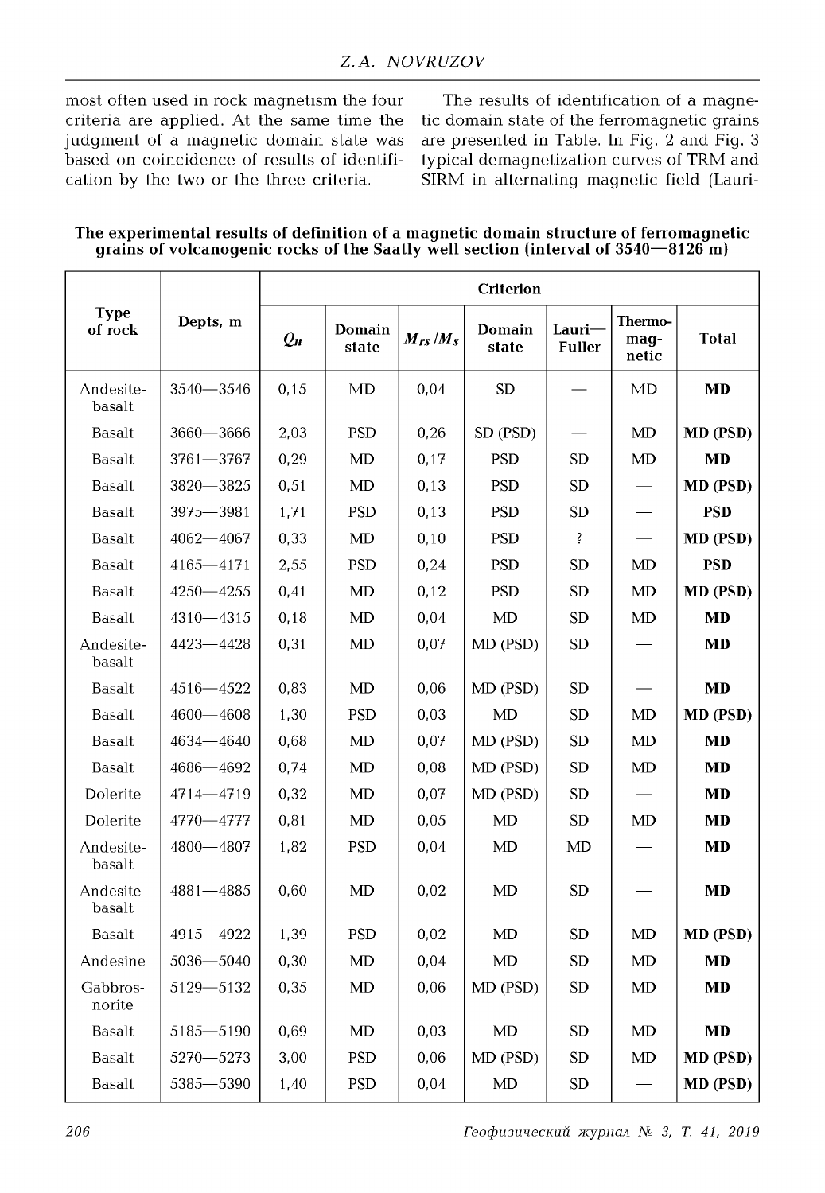most often used in rock magnetism the four criteria are applied. At the same time the judgment of a magnetic domain state was based on coincidence of results of identification by the two or the three criteria.

The results of identification of a magnetic domain state of the ferromagnetic grains are presented in Table. In Fig. 2 and Fig. 3 typical demagnetization curves of TRM and SIRM in alternating magnetic field (Lauri-

**The experimental results of definition of a magnetic domain structure of ferromagnetic grains of volcanogenic rocks of the Saatly well section (interval of 3540—8126 m)**

| Type of rock | Depts, m | Criterion | | | | | | |
|---|---|---|---|---|---|---|---|---|
| | | $Q_n$ | Domain state | $M_{rs}/M_s$ | Domain state | Lauri—Fuller | Thermo-magnetic | Total |
| Andesite-basalt | 3540—3546 | 0,15 | MD | 0,04 | SD | — | MD | **MD** |
| Basalt | 3660—3666 | 2,03 | PSD | 0,26 | SD (PSD) | — | MD | **MD (PSD)** |
| Basalt | 3761—3767 | 0,29 | MD | 0,17 | PSD | SD | MD | **MD** |
| Basalt | 3820—3825 | 0,51 | MD | 0,13 | PSD | SD | — | **MD (PSD)** |
| Basalt | 3975—3981 | 1,71 | PSD | 0,13 | PSD | SD | — | **PSD** |
| Basalt | 4062—4067 | 0,33 | MD | 0,10 | PSD | ? | — | **MD (PSD)** |
| Basalt | 4165—4171 | 2,55 | PSD | 0,24 | PSD | SD | MD | **PSD** |
| Basalt | 4250—4255 | 0,41 | MD | 0,12 | PSD | SD | MD | **MD (PSD)** |
| Basalt | 4310—4315 | 0,18 | MD | 0,04 | MD | SD | MD | **MD** |
| Andesite-basalt | 4423—4428 | 0,31 | MD | 0,07 | MD (PSD) | SD | — | **MD** |
| Basalt | 4516—4522 | 0,83 | MD | 0,06 | MD (PSD) | SD | — | **MD** |
| Basalt | 4600—4608 | 1,30 | PSD | 0,03 | MD | SD | MD | **MD (PSD)** |
| Basalt | 4634—4640 | 0,68 | MD | 0,07 | MD (PSD) | SD | MD | **MD** |
| Basalt | 4686—4692 | 0,74 | MD | 0,08 | MD (PSD) | SD | MD | **MD** |
| Dolerite | 4714—4719 | 0,32 | MD | 0,07 | MD (PSD) | SD | — | **MD** |
| Dolerite | 4770—4777 | 0,81 | MD | 0,05 | MD | SD | MD | **MD** |
| Andesite-basalt | 4800—4807 | 1,82 | PSD | 0,04 | MD | MD | — | **MD** |
| Andesite-basalt | 4881—4885 | 0,60 | MD | 0,02 | MD | SD | — | **MD** |
| Basalt | 4915—4922 | 1,39 | PSD | 0,02 | MD | SD | MD | **MD (PSD)** |
| Andesine | 5036—5040 | 0,30 | MD | 0,04 | MD | SD | MD | **MD** |
| Gabbros-norite | 5129—5132 | 0,35 | MD | 0,06 | MD (PSD) | SD | MD | **MD** |
| Basalt | 5185—5190 | 0,69 | MD | 0,03 | MD | SD | MD | **MD** |
| Basalt | 5270—5273 | 3,00 | PSD | 0,06 | MD (PSD) | SD | MD | **MD (PSD)** |
| Basalt | 5385—5390 | 1,40 | PSD | 0,04 | MD | SD | — | **MD (PSD)** |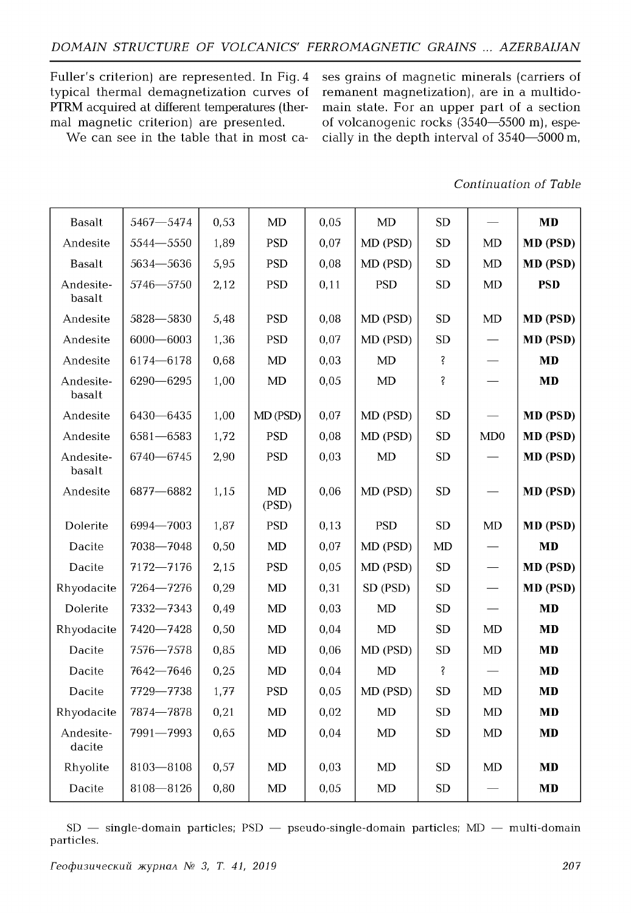Fuller's criterion) are represented. In Fig. 4 typical thermal demagnetization curves of PTRM acquired at different temperatures (thermal magnetic criterion) are presented.

We can see in the table that in most cases grains of magnetic minerals (carriers of remanent magnetization), are in a multidomain state. For an upper part of a section of volcanogenic rocks (3540—5500 m), especially in the depth interval of 3540—5000 m,

*Continuation of Table*

| | | | | | | | | |
|---|---|---|---|---|---|---|---|---|
| Basalt | 5467—5474 | 0,53 | MD | 0,05 | MD | SD | — | **MD** |
| Andesite | 5544—5550 | 1,89 | PSD | 0,07 | MD (PSD) | SD | MD | **MD (PSD)** |
| Basalt | 5634—5636 | 5,95 | PSD | 0,08 | MD (PSD) | SD | MD | **MD (PSD)** |
| Andesite-basalt | 5746—5750 | 2,12 | PSD | 0,11 | PSD | SD | MD | **PSD** |
| Andesite | 5828—5830 | 5,48 | PSD | 0,08 | MD (PSD) | SD | MD | **MD (PSD)** |
| Andesite | 6000—6003 | 1,36 | PSD | 0,07 | MD (PSD) | SD | — | **MD (PSD)** |
| Andesite | 6174—6178 | 0,68 | MD | 0,03 | MD | ? | — | **MD** |
| Andesite-basalt | 6290—6295 | 1,00 | MD | 0,05 | MD | ? | — | **MD** |
| Andesite | 6430—6435 | 1,00 | MD (PSD) | 0,07 | MD (PSD) | SD | — | **MD (PSD)** |
| Andesite | 6581—6583 | 1,72 | PSD | 0,08 | MD (PSD) | SD | MD0 | **MD (PSD)** |
| Andesite-basalt | 6740—6745 | 2,90 | PSD | 0,03 | MD | SD | — | **MD (PSD)** |
| Andesite | 6877—6882 | 1,15 | MD (PSD) | 0,06 | MD (PSD) | SD | — | **MD (PSD)** |
| Dolerite | 6994—7003 | 1,87 | PSD | 0,13 | PSD | SD | MD | **MD (PSD)** |
| Dacite | 7038—7048 | 0,50 | MD | 0,07 | MD (PSD) | MD | — | **MD** |
| Dacite | 7172—7176 | 2,15 | PSD | 0,05 | MD (PSD) | SD | — | **MD (PSD)** |
| Rhyodacite | 7264—7276 | 0,29 | MD | 0,31 | SD (PSD) | SD | — | **MD (PSD)** |
| Dolerite | 7332—7343 | 0,49 | MD | 0,03 | MD | SD | — | **MD** |
| Rhyodacite | 7420—7428 | 0,50 | MD | 0,04 | MD | SD | MD | **MD** |
| Dacite | 7576—7578 | 0,85 | MD | 0,06 | MD (PSD) | SD | MD | **MD** |
| Dacite | 7642—7646 | 0,25 | MD | 0,04 | MD | ? | — | **MD** |
| Dacite | 7729—7738 | 1,77 | PSD | 0,05 | MD (PSD) | SD | MD | **MD** |
| Rhyodacite | 7874—7878 | 0,21 | MD | 0,02 | MD | SD | MD | **MD** |
| Andesite-dacite | 7991—7993 | 0,65 | MD | 0,04 | MD | SD | MD | **MD** |
| Rhyolite | 8103—8108 | 0,57 | MD | 0,03 | MD | SD | MD | **MD** |
| Dacite | 8108—8126 | 0,80 | MD | 0,05 | MD | SD | — | **MD** |

SD — single-domain particles; PSD — pseudo-single-domain particles; MD — multi-domain particles.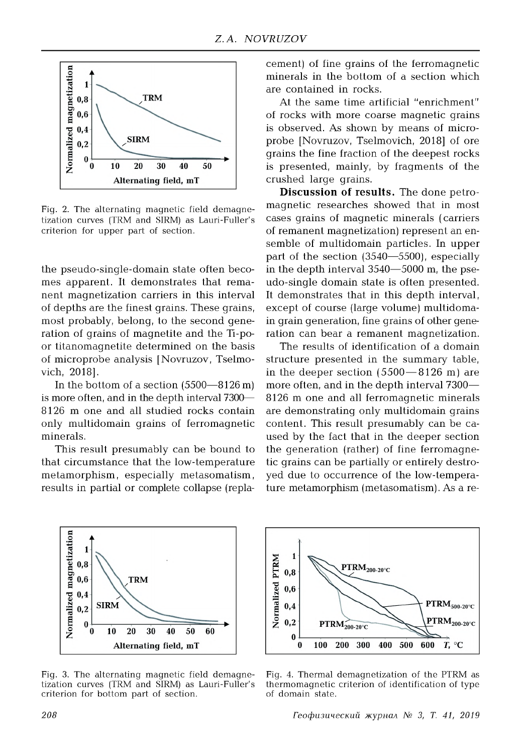Fig. 2. The alternating magnetic field demagnetization curves (TRM and SIRM) as Lauri-Fuller's criterion for upper part of section.

the pseudo-single-domain state often becomes apparent. It demonstrates that remanent magnetization carriers in this interval of depths are the finest grains. These grains, most probably, belong, to the second generation of grains of magnetite and the Ti-poor titanomagnetite determined on the basis of microprobe analysis [Novruzov, Tselmovich, 2018].

In the bottom of a section (5500—8126 m) is more often, and in the depth interval 7300—8126 m one and all studied rocks contain only multidomain grains of ferromagnetic minerals.

This result presumably can be bound to that circumstance that the low-temperature metamorphism, especially metasomatism, results in partial or complete collapse (replacement) of fine grains of the ferromagnetic minerals in the bottom of a section which are contained in rocks.

At the same time artificial "enrichment" of rocks with more coarse magnetic grains is observed. As shown by means of microprobe [Novruzov, Tselmovich, 2018] of ore grains the fine fraction of the deepest rocks is presented, mainly, by fragments of the crushed large grains.

**Discussion of results.** The done petromagnetic researches showed that in most cases grains of magnetic minerals (carriers of remanent magnetization) represent an ensemble of multidomain particles. In upper part of the section (3540—5500), especially in the depth interval 3540—5000 m, the pseudo-single domain state is often presented. It demonstrates that in this depth interval, except of course (large volume) multidomain grain generation, fine grains of other generation can bear a remanent magnetization.

The results of identification of a domain structure presented in the summary table, in the deeper section (5500—8126 m) are more often, and in the depth interval 7300—8126 m one and all ferromagnetic minerals are demonstrating only multidomain grains content. This result presumably can be caused by the fact that in the deeper section the generation (rather) of fine ferromagnetic grains can be partially or entirely destroyed due to occurrence of the low-temperature metamorphism (metasomatism). As a re-

Fig. 3. The alternating magnetic field demagnetization curves (TRM and SIRM) as Lauri-Fuller's criterion for bottom part of section.

Fig. 4. Thermal demagnetization of the PTRM as thermomagnetic criterion of identification of type of domain state.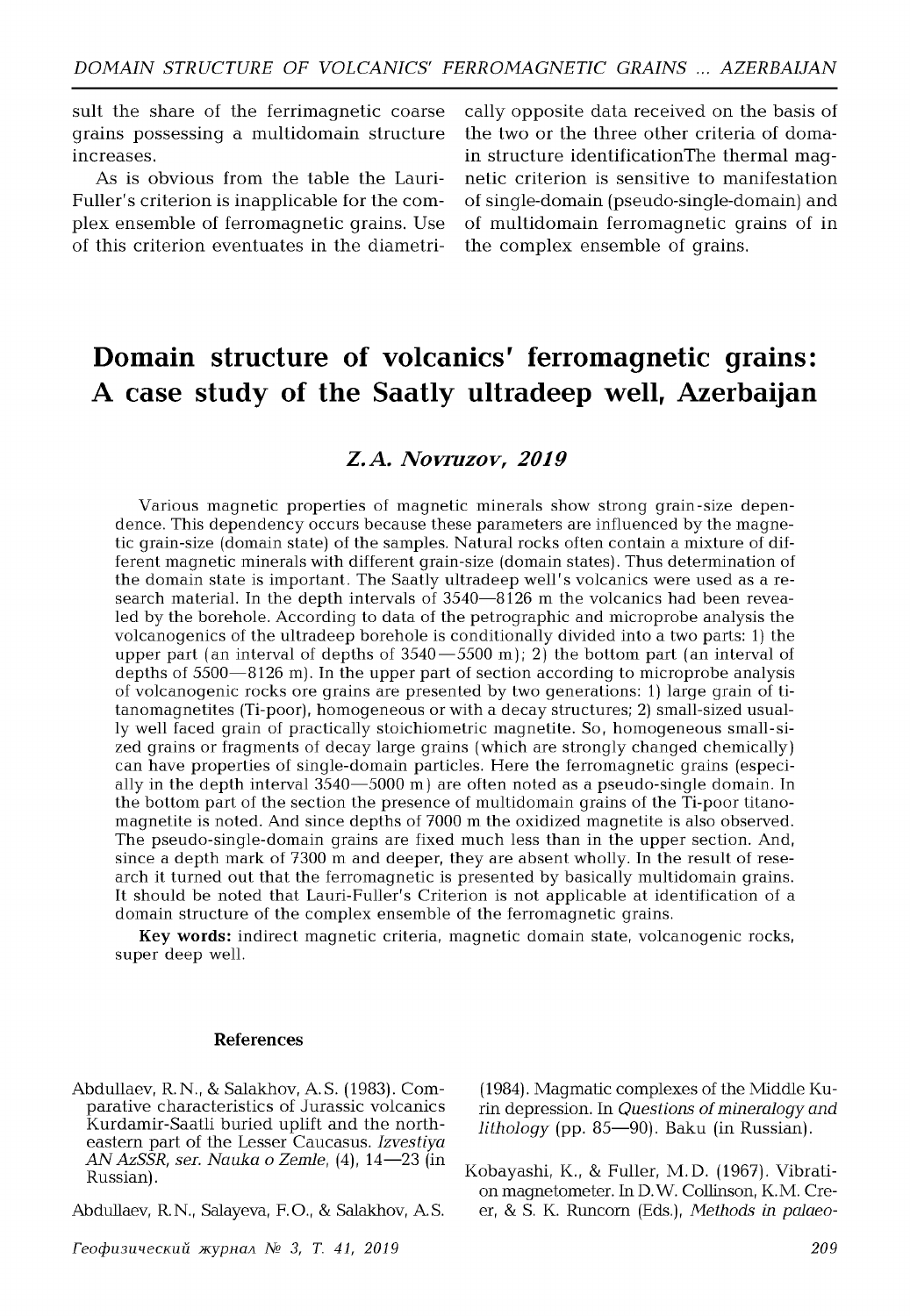sult the share of the ferrimagnetic coarse grains possessing a multidomain structure increases.

As is obvious from the table the Lauri-Fuller's criterion is inapplicable for the complex ensemble of ferromagnetic grains. Use of this criterion eventuates in the diametrically opposite data received on the basis of the two or the three other criteria of domain structure identificationThe thermal magnetic criterion is sensitive to manifestation of single-domain (pseudo-single-domain) and of multidomain ferromagnetic grains of in the complex ensemble of grains.

# Domain structure of volcanics' ferromagnetic grains: A case study of the Saatly ultradeep well, Azerbaijan

### *Z.A. Novruzov, 2019*

Various magnetic properties of magnetic minerals show strong grain-size dependence. This dependency occurs because these parameters are influenced by the magnetic grain-size (domain state) of the samples. Natural rocks often contain a mixture of different magnetic minerals with different grain-size (domain states). Thus determination of the domain state is important. The Saatly ultradeep well's volcanics were used as a research material. In the depth intervals of 3540—8126 m the volcanics had been revealed by the borehole. According to data of the petrographic and microprobe analysis the volcanogenics of the ultradeep borehole is conditionally divided into a two parts: 1) the upper part (an interval of depths of 3540—5500 m); 2) the bottom part (an interval of depths of 5500—8126 m). In the upper part of section according to microprobe analysis of volcanogenic rocks ore grains are presented by two generations: 1) large grain of titanomagnetites (Ti-poor), homogeneous or with a decay structures; 2) small-sized usually well faced grain of practically stoichiometric magnetite. So, homogeneous small-sized grains or fragments of decay large grains (which are strongly changed chemically) can have properties of single-domain particles. Here the ferromagnetic grains (especially in the depth interval 3540—5000 m) are often noted as a pseudo-single domain. In the bottom part of the section the presence of multidomain grains of the Ti-poor titanomagnetite is noted. And since depths of 7000 m the oxidized magnetite is also observed. The pseudo-single-domain grains are fixed much less than in the upper section. And, since a depth mark of 7300 m and deeper, they are absent wholly. In the result of research it turned out that the ferromagnetic is presented by basically multidomain grains. It should be noted that Lauri-Fuller's Criterion is not applicable at identification of a domain structure of the complex ensemble of the ferromagnetic grains.

**Key words:** indirect magnetic criteria, magnetic domain state, volcanogenic rocks, super deep well.

#### References

Abdullaev, R.N., & Salakhov, A.S. (1983). Comparative characteristics of Jurassic volcanics Kurdamir-Saatli buried uplift and the northeastern part of the Lesser Caucasus. *Izvestiya AN AzSSR, ser. Nauka o Zemle*, (4), 14—23 (in Russian).

Abdullaev, R.N., Salayeva, F.O., & Salakhov, A.S. (1984). Magmatic complexes of the Middle Kurin depression. In *Questions of mineralogy and lithology* (pp. 85—90). Baku (in Russian).

Kobayashi, K., & Fuller, M.D. (1967). Vibration magnetometer. In D.W. Collinson, K.M. Creer, & S. K. Runcorn (Eds.), *Methods in palaeo-*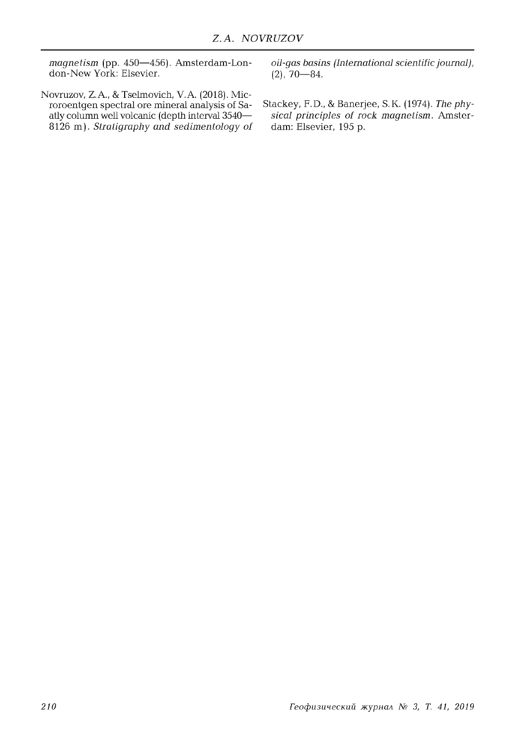*magnetism* (pp. 450—456). Amsterdam-London-New York: Elsevier.

Novruzov, Z.A., & Tselmovich, V.A. (2018). Microroentgen spectral ore mineral analysis of Saatly column well volcanic (depth interval 3540—8126 m). *Stratigraphy and sedimentology of oil-gas basins (International scientific journal)*, (2), 70—84.

Stackey, F.D., & Banerjee, S.K. (1974). *The physical principles of rock magnetism*. Amsterdam: Elsevier, 195 p.